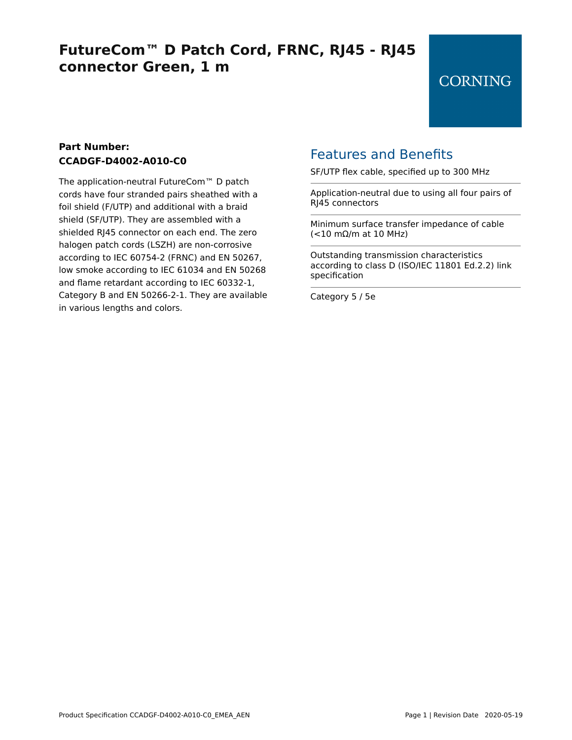# FutureCom™ D Patch Cord, FRNC, RJ45 - RJ45 connector Green, 1 m

CORNING

**Part Number:**
**CCADGF-D4002-A010-C0**

The application-neutral FutureCom™ D patch cords have four stranded pairs sheathed with a foil shield (F/UTP) and additional with a braid shield (SF/UTP). They are assembled with a shielded RJ45 connector on each end. The zero halogen patch cords (LSZH) are non-corrosive according to IEC 60754-2 (FRNC) and EN 50267, low smoke according to IEC 61034 and EN 50268 and flame retardant according to IEC 60332-1, Category B and EN 50266-2-1. They are available in various lengths and colors.

## Features and Benefits

SF/UTP flex cable, specified up to 300 MHz

Application-neutral due to using all four pairs of RJ45 connectors

Minimum surface transfer impedance of cable (<10 mΩ/m at 10 MHz)

Outstanding transmission characteristics according to class D (ISO/IEC 11801 Ed.2.2) link specification

Category 5 / 5e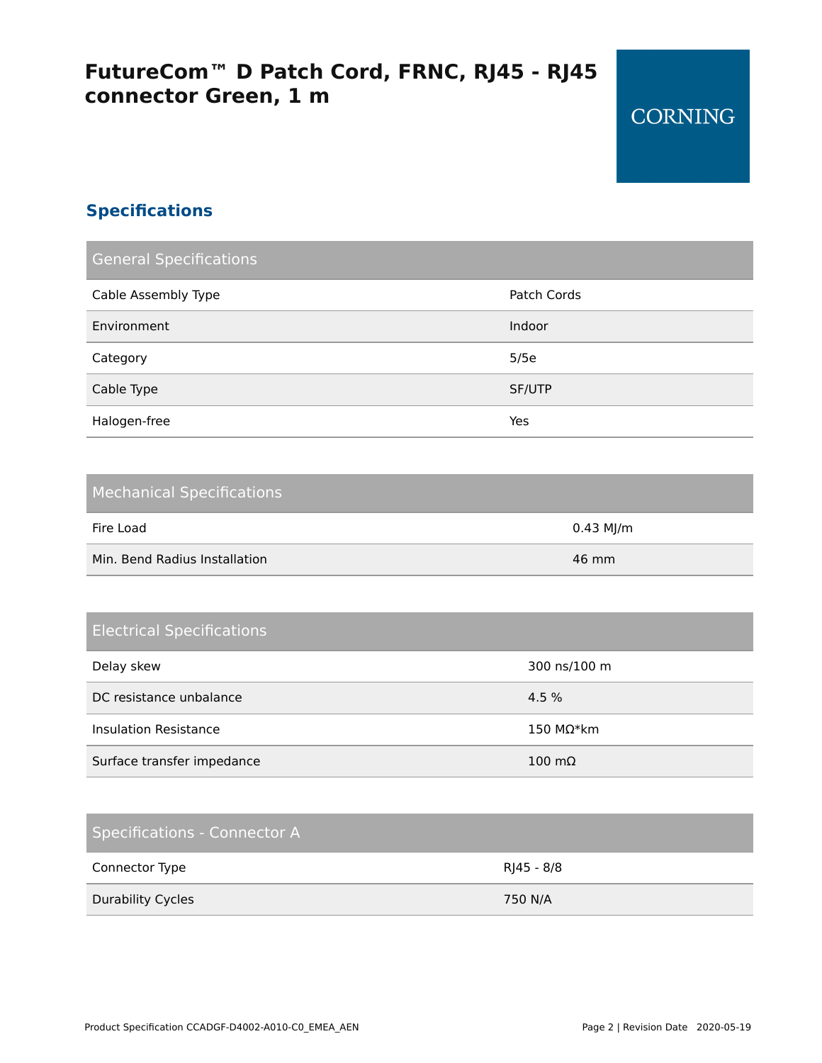# FutureCom™ D Patch Cord, FRNC, RJ45 - RJ45 connector Green, 1 m

CORNING

## Specifications

| General Specifications | |
|---|---|
| Cable Assembly Type | Patch Cords |
| Environment | Indoor |
| Category | 5/5e |
| Cable Type | SF/UTP |
| Halogen-free | Yes |

| Mechanical Specifications | |
|---|---|
| Fire Load | 0.43 MJ/m |
| Min. Bend Radius Installation | 46 mm |

| Electrical Specifications | |
|---|---|
| Delay skew | 300 ns/100 m |
| DC resistance unbalance | 4.5 % |
| Insulation Resistance | 150 MΩ*km |
| Surface transfer impedance | 100 mΩ |

| Specifications - Connector A | |
|---|---|
| Connector Type | RJ45 - 8/8 |
| Durability Cycles | 750 N/A |

Product Specification CCADGF-D4002-A010-C0_EMEA_AEN

Revision Date 2020-05-19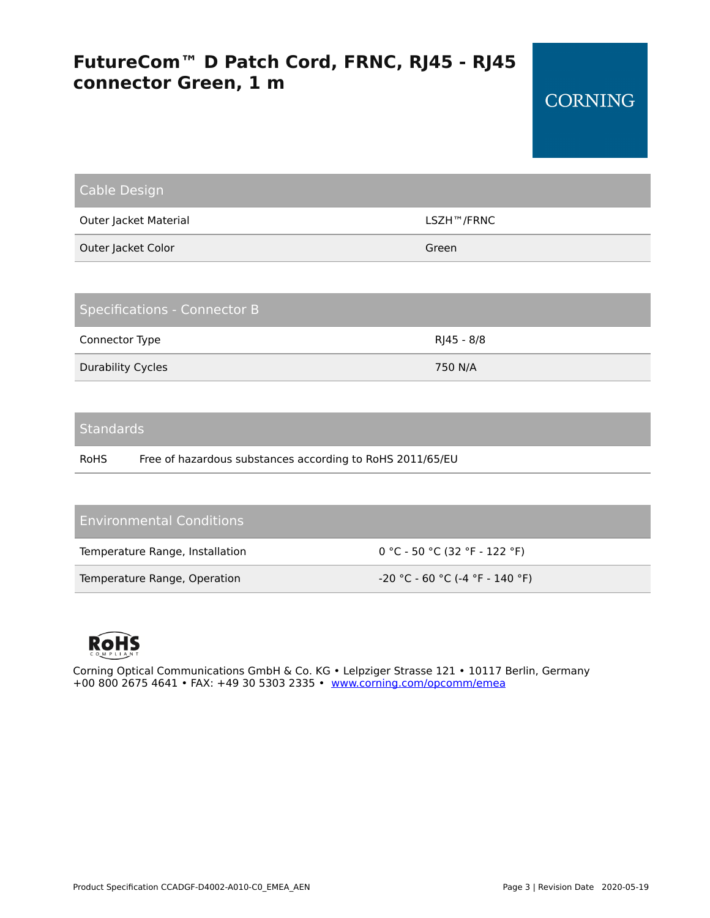# FutureCom™ D Patch Cord, FRNC, RJ45 - RJ45 connector Green, 1 m

CORNING

| Cable Design | |
|---|---|
| Outer Jacket Material | LSZH™/FRNC |
| Outer Jacket Color | Green |

| Specifications - Connector B | |
|---|---|
| Connector Type | RJ45 - 8/8 |
| Durability Cycles | 750 N/A |

| Standards | |
|---|---|
| RoHS | Free of hazardous substances according to RoHS 2011/65/EU |

| Environmental Conditions | |
|---|---|
| Temperature Range, Installation | 0 °C - 50 °C (32 °F - 122 °F) |
| Temperature Range, Operation | -20 °C - 60 °C (-4 °F - 140 °F) |

RoHS COMPLIANT

Corning Optical Communications GmbH & Co. KG • Lelpziger Strasse 121 • 10117 Berlin, Germany
+00 800 2675 4641 • FAX: +49 30 5303 2335 • [www.corning.com/opcomm/emea](http://www.corning.com/opcomm/emea)

Product Specification CCADGF-D4002-A010-C0_EMEA_AEN

Revision Date 2020-05-19